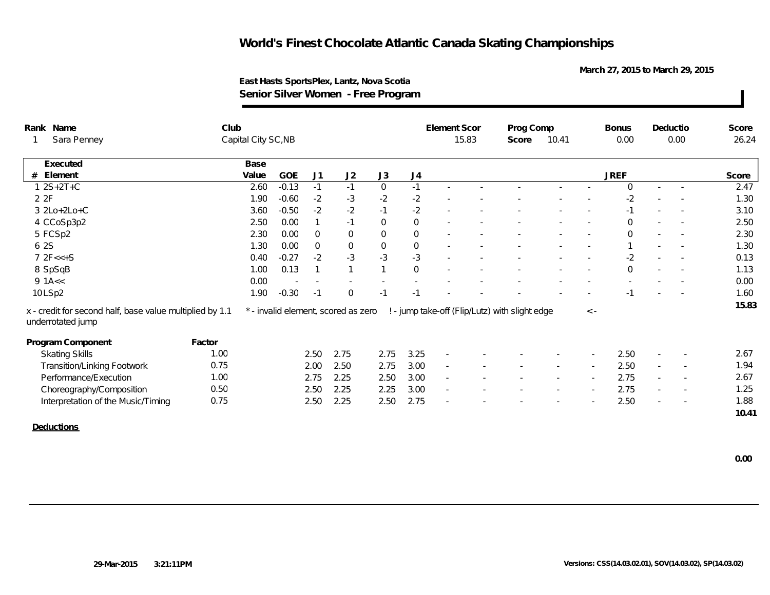# World's Finest Chocolate Atlantic Canada Skating Championships

March 27, 2015 to March 29, 2015

East Hasts SportsPlex, Lantz, Nova Scotia

**Senior Silver Women - Free Program**

| Rank | Name | Club | Element Scor | Prog Comp Score | Bonus | Deductio | Score |
|---|---|---|---|---|---|---|---|
| 1 | Sara Penney | Capital City SC,NB | 15.83 | 10.41 | 0.00 | 0.00 | 26.24 |

| # | Executed Element | Base Value | GOE | J1 | J2 | J3 | J4 | | | | | | JREF | | | Score |
|---|---|---|---|---|---|---|---|---|---|---|---|---|---|---|---|---|
| 1 | 2S+2T+C | 2.60 | -0.13 | -1 | -1 | 0 | -1 | - | - | - | - | - | 0 | - | - | 2.47 |
| 2 | 2F | 1.90 | -0.60 | -2 | -3 | -2 | -2 | - | - | - | - | - | -2 | - | - | 1.30 |
| 3 | 2Lo+2Lo+C | 3.60 | -0.50 | -2 | -2 | -1 | -2 | - | - | - | - | - | -1 | - | - | 3.10 |
| 4 | CCoSp3p2 | 2.50 | 0.00 | 1 | -1 | 0 | 0 | - | - | - | - | - | 0 | - | - | 2.50 |
| 5 | FCSp2 | 2.30 | 0.00 | 0 | 0 | 0 | 0 | - | - | - | - | - | 0 | - | - | 2.30 |
| 6 | 2S | 1.30 | 0.00 | 0 | 0 | 0 | 0 | - | - | - | - | - | 1 | - | - | 1.30 |
| 7 | 2F<<+S | 0.40 | -0.27 | -2 | -3 | -3 | -3 | - | - | - | - | - | -2 | - | - | 0.13 |
| 8 | SpSqB | 1.00 | 0.13 | 1 | 1 | 1 | 0 | - | - | - | - | - | 0 | - | - | 1.13 |
| 9 | 1A<< | 0.00 | - | - | - | - | - | - | - | - | - | - | - | - | - | 0.00 |
| 10 | LSp2 | 1.90 | -0.30 | -1 | 0 | -1 | -1 | - | - | - | - | - | -1 | - | - | 1.60 |
| | | | | | | | | | | | | | | | | 15.83 |

x - credit for second half, base value multiplied by 1.1 &nbsp;&nbsp; * - invalid element, scored as zero &nbsp;&nbsp; ! - jump take-off (Flip/Lutz) with slight edge &nbsp;&nbsp; < - underrotated jump

| Program Component | Factor | | | | | | | | | | JREF | | | Score |
|---|---|---|---|---|---|---|---|---|---|---|---|---|---|---|
| Skating Skills | 1.00 | 2.50 | 2.75 | 2.75 | 3.25 | - | - | - | - | - | 2.50 | - | - | 2.67 |
| Transition/Linking Footwork | 0.75 | 2.00 | 2.50 | 2.75 | 3.00 | - | - | - | - | - | 2.50 | - | - | 1.94 |
| Performance/Execution | 1.00 | 2.75 | 2.25 | 2.50 | 3.00 | - | - | - | - | - | 2.75 | - | - | 2.67 |
| Choreography/Composition | 0.50 | 2.50 | 2.25 | 2.25 | 3.00 | - | - | - | - | - | 2.75 | - | - | 1.25 |
| Interpretation of the Music/Timing | 0.75 | 2.50 | 2.25 | 2.50 | 2.75 | - | - | - | - | - | 2.50 | - | - | 1.88 |
| | | | | | | | | | | | | | | 10.41 |

**Deductions**

0.00

29-Mar-2015 3:21:11PM &nbsp;&nbsp; Versions: CSS(14.03.02.01), SOV(14.03.02), SP(14.03.02)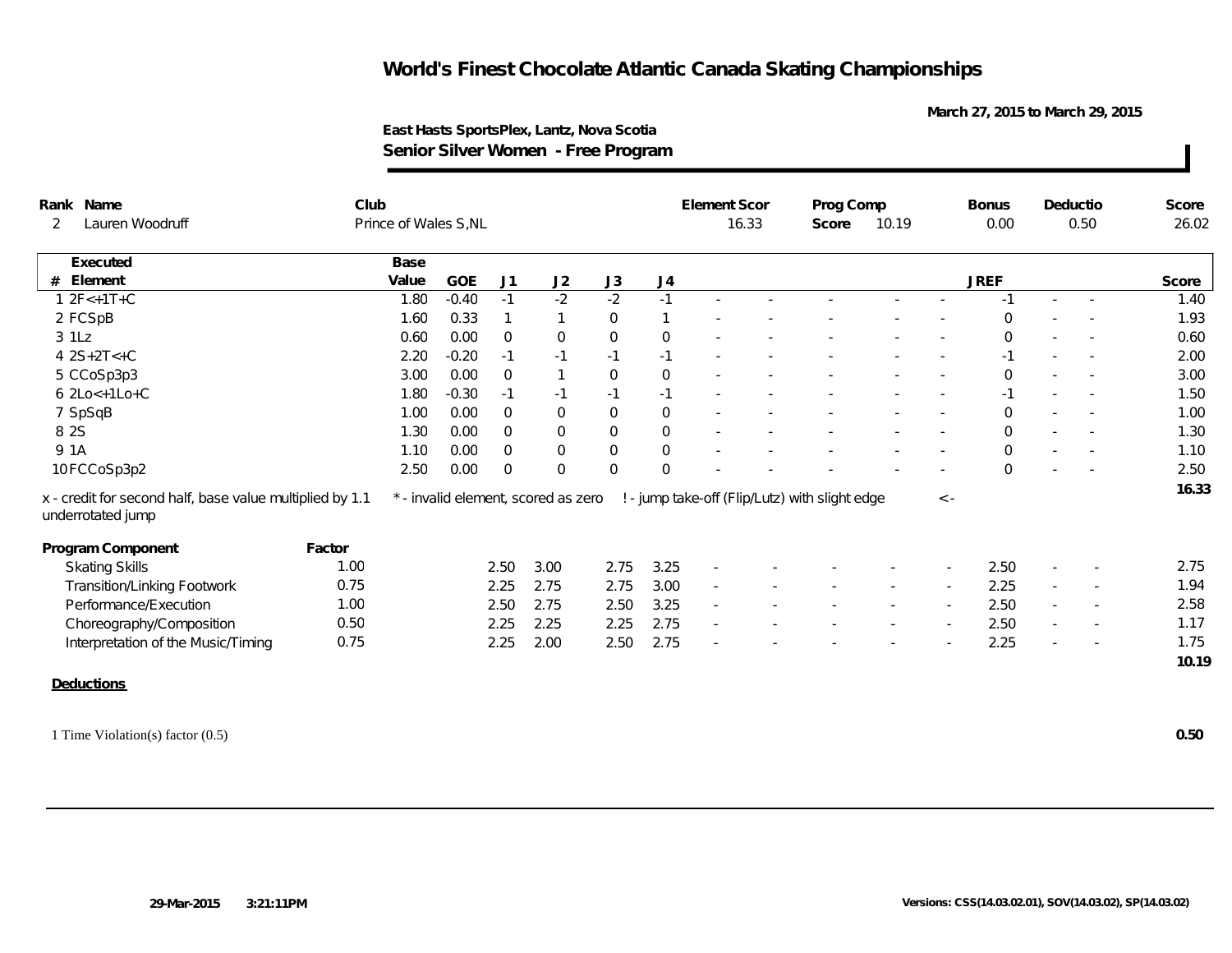# World's Finest Chocolate Atlantic Canada Skating Championships

March 27, 2015 to March 29, 2015

East Hasts SportsPlex, Lantz, Nova Scotia

**Senior Silver Women - Free Program**

| Rank | Name | Club | Element Scor | Prog Comp Score | Bonus | Deductio | Score |
|---|---|---|---|---|---|---|---|
| 2 | Lauren Woodruff | Prince of Wales S,NL | 16.33 | 10.19 | 0.00 | 0.50 | 26.02 |

| # | Executed Element | Base Value | GOE | J1 | J2 | J3 | J4 | | | | | | JREF | | | Score |
|---|---|---|---|---|---|---|---|---|---|---|---|---|---|---|---|---|
| 1 | 2F<+1T+C | 1.80 | -0.40 | -1 | -2 | -2 | -1 | - | - | - | - | - | -1 | - | - | 1.40 |
| 2 | FCSpB | 1.60 | 0.33 | 1 | 1 | 0 | 1 | - | - | - | - | - | 0 | - | - | 1.93 |
| 3 | 1Lz | 0.60 | 0.00 | 0 | 0 | 0 | 0 | - | - | - | - | - | 0 | - | - | 0.60 |
| 4 | 2S+2T<+C | 2.20 | -0.20 | -1 | -1 | -1 | -1 | - | - | - | - | - | -1 | - | - | 2.00 |
| 5 | CCoSp3p3 | 3.00 | 0.00 | 0 | 1 | 0 | 0 | - | - | - | - | - | 0 | - | - | 3.00 |
| 6 | 2Lo<+1Lo+C | 1.80 | -0.30 | -1 | -1 | -1 | -1 | - | - | - | - | - | -1 | - | - | 1.50 |
| 7 | SpSqB | 1.00 | 0.00 | 0 | 0 | 0 | 0 | - | - | - | - | - | 0 | - | - | 1.00 |
| 8 | 2S | 1.30 | 0.00 | 0 | 0 | 0 | 0 | - | - | - | - | - | 0 | - | - | 1.30 |
| 9 | 1A | 1.10 | 0.00 | 0 | 0 | 0 | 0 | - | - | - | - | - | 0 | - | - | 1.10 |
| 10 | FCCoSp3p2 | 2.50 | 0.00 | 0 | 0 | 0 | 0 | - | - | - | - | - | 0 | - | - | 2.50 |
| | | | | | | | | | | | | | | | | 16.33 |

x - credit for second half, base value multiplied by 1.1   * - invalid element, scored as zero   ! - jump take-off (Flip/Lutz) with slight edge   < - underrotated jump

| Program Component | Factor | J1 | J2 | J3 | J4 | | | | | | JREF | | | Score |
|---|---|---|---|---|---|---|---|---|---|---|---|---|---|---|
| Skating Skills | 1.00 | 2.50 | 3.00 | 2.75 | 3.25 | - | - | - | - | - | 2.50 | - | - | 2.75 |
| Transition/Linking Footwork | 0.75 | 2.25 | 2.75 | 2.75 | 3.00 | - | - | - | - | - | 2.25 | - | - | 1.94 |
| Performance/Execution | 1.00 | 2.50 | 2.75 | 2.50 | 3.25 | - | - | - | - | - | 2.50 | - | - | 2.58 |
| Choreography/Composition | 0.50 | 2.25 | 2.25 | 2.25 | 2.75 | - | - | - | - | - | 2.50 | - | - | 1.17 |
| Interpretation of the Music/Timing | 0.75 | 2.25 | 2.00 | 2.50 | 2.75 | - | - | - | - | - | 2.25 | - | - | 1.75 |
| | | | | | | | | | | | | | | 10.19 |

**Deductions**

| | |
|---|---|
| 1 Time Violation(s) factor (0.5) | 0.50 |

29-Mar-2015 3:21:11PM

Versions: CSS(14.03.02.01), SOV(14.03.02), SP(14.03.02)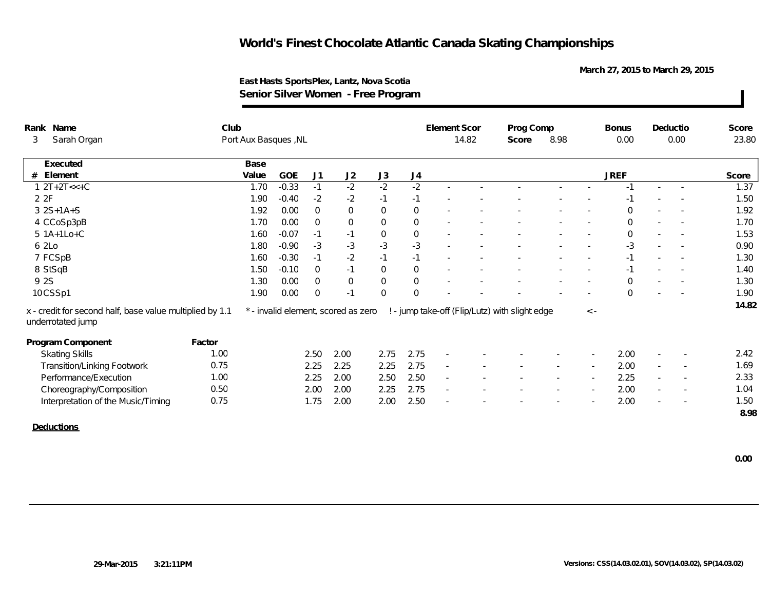# World's Finest Chocolate Atlantic Canada Skating Championships

March 27, 2015 to March 29, 2015

East Hasts SportsPlex, Lantz, Nova Scotia

**Senior Silver Women - Free Program**

| Rank | Name | Club | Element Scor | Prog Comp Score | Bonus | Deductio | Score |
|---|---|---|---|---|---|---|---|
| 3 | Sarah Organ | Port Aux Basques ,NL | 14.82 | 8.98 | 0.00 | 0.00 | 23.80 |

| # | Executed Element | Base Value | GOE | J1 | J2 | J3 | J4 | | | | | | JREF | | | Score |
|---|---|---|---|---|---|---|---|---|---|---|---|---|---|---|---|---|
| 1 | 2T+2T<<+C | 1.70 | -0.33 | -1 | -2 | -2 | -2 | - | - | - | - | - | -1 | - | - | 1.37 |
| 2 | 2F | 1.90 | -0.40 | -2 | -2 | -1 | -1 | - | - | - | - | - | -1 | - | - | 1.50 |
| 3 | 2S+1A+S | 1.92 | 0.00 | 0 | 0 | 0 | 0 | - | - | - | - | - | 0 | - | - | 1.92 |
| 4 | CCoSp3pB | 1.70 | 0.00 | 0 | 0 | 0 | 0 | - | - | - | - | - | 0 | - | - | 1.70 |
| 5 | 1A+1Lo+C | 1.60 | -0.07 | -1 | -1 | 0 | 0 | - | - | - | - | - | 0 | - | - | 1.53 |
| 6 | 2Lo | 1.80 | -0.90 | -3 | -3 | -3 | -3 | - | - | - | - | - | -3 | - | - | 0.90 |
| 7 | FCSpB | 1.60 | -0.30 | -1 | -2 | -1 | -1 | - | - | - | - | - | -1 | - | - | 1.30 |
| 8 | StSqB | 1.50 | -0.10 | 0 | -1 | 0 | 0 | - | - | - | - | - | -1 | - | - | 1.40 |
| 9 | 2S | 1.30 | 0.00 | 0 | 0 | 0 | 0 | - | - | - | - | - | 0 | - | - | 1.30 |
| 10 | CSSp1 | 1.90 | 0.00 | 0 | -1 | 0 | 0 | - | - | - | - | - | 0 | - | - | 1.90 |
| | | | | | | | | | | | | | | | | 14.82 |

x - credit for second half, base value multiplied by 1.1 &nbsp;&nbsp; * - invalid element, scored as zero &nbsp;&nbsp; ! - jump take-off (Flip/Lutz) with slight edge &nbsp;&nbsp; <- underrotated jump

| Program Component | Factor | J1 | J2 | J3 | J4 | | | | | | JREF | | | Score |
|---|---|---|---|---|---|---|---|---|---|---|---|---|---|---|
| Skating Skills | 1.00 | 2.50 | 2.00 | 2.75 | 2.75 | - | - | - | - | - | 2.00 | - | - | 2.42 |
| Transition/Linking Footwork | 0.75 | 2.25 | 2.25 | 2.25 | 2.75 | - | - | - | - | - | 2.00 | - | - | 1.69 |
| Performance/Execution | 1.00 | 2.25 | 2.00 | 2.50 | 2.50 | - | - | - | - | - | 2.25 | - | - | 2.33 |
| Choreography/Composition | 0.50 | 2.00 | 2.00 | 2.25 | 2.75 | - | - | - | - | - | 2.00 | - | - | 1.04 |
| Interpretation of the Music/Timing | 0.75 | 1.75 | 2.00 | 2.00 | 2.50 | - | - | - | - | - | 2.00 | - | - | 1.50 |
| | | | | | | | | | | | | | | 8.98 |

**Deductions**

0.00

29-Mar-2015 3:21:11PM

Versions: CSS(14.03.02.01), SOV(14.03.02), SP(14.03.02)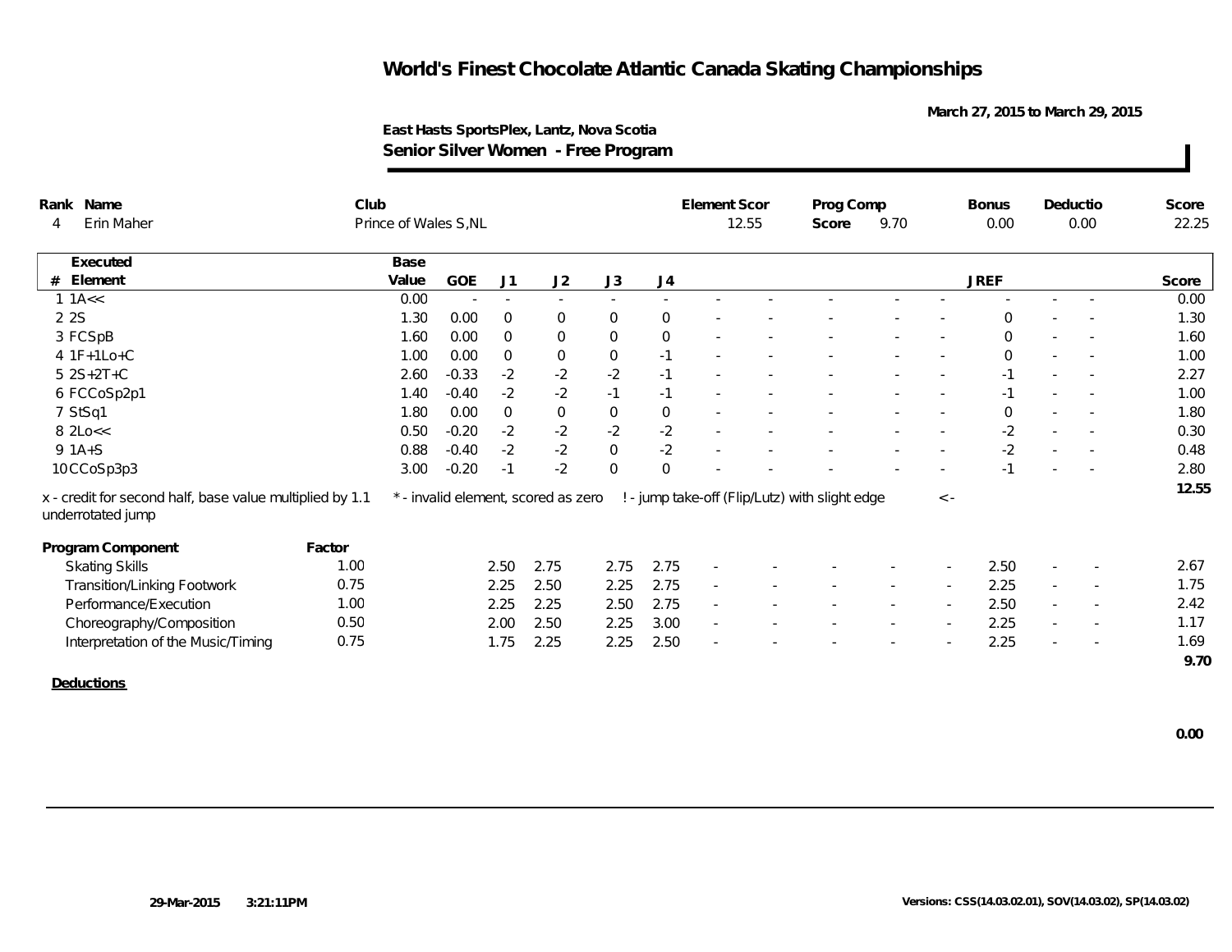# World's Finest Chocolate Atlantic Canada Skating Championships

March 27, 2015 to March 29, 2015

East Hasts SportsPlex, Lantz, Nova Scotia

**Senior Silver Women - Free Program**

| Rank | Name | Club | Element Scor | Prog Comp Score | Bonus | Deductio | Score |
|---|---|---|---|---|---|---|---|
| 4 | Erin Maher | Prince of Wales S,NL | 12.55 | 9.70 | 0.00 | 0.00 | 22.25 |

| # | Executed Element | Base Value | GOE | J1 | J2 | J3 | J4 | | | | | | JREF | | | Score |
|---|---|---|---|---|---|---|---|---|---|---|---|---|---|---|---|---|
| 1 | 1A<< | 0.00 | - | - | - | - | - | - | - | - | - | - | - | - | - | 0.00 |
| 2 | 2S | 1.30 | 0.00 | 0 | 0 | 0 | 0 | - | - | - | - | - | 0 | - | - | 1.30 |
| 3 | FCSpB | 1.60 | 0.00 | 0 | 0 | 0 | 0 | - | - | - | - | - | 0 | - | - | 1.60 |
| 4 | 1F+1Lo+C | 1.00 | 0.00 | 0 | 0 | 0 | -1 | - | - | - | - | - | 0 | - | - | 1.00 |
| 5 | 2S+2T+C | 2.60 | -0.33 | -2 | -2 | -2 | -1 | - | - | - | - | - | -1 | - | - | 2.27 |
| 6 | FCCoSp2p1 | 1.40 | -0.40 | -2 | -2 | -1 | -1 | - | - | - | - | - | -1 | - | - | 1.00 |
| 7 | StSq1 | 1.80 | 0.00 | 0 | 0 | 0 | 0 | - | - | - | - | - | 0 | - | - | 1.80 |
| 8 | 2Lo<< | 0.50 | -0.20 | -2 | -2 | -2 | -2 | - | - | - | - | - | -2 | - | - | 0.30 |
| 9 | 1A+S | 0.88 | -0.40 | -2 | -2 | 0 | -2 | - | - | - | - | - | -2 | - | - | 0.48 |
| 10 | CCoSp3p3 | 3.00 | -0.20 | -1 | -2 | 0 | 0 | - | - | - | - | - | -1 | - | - | 2.80 |
| | | | | | | | | | | | | | | | | 12.55 |

x - credit for second half, base value multiplied by 1.1 * - invalid element, scored as zero ! - jump take-off (Flip/Lutz) with slight edge <- underrotated jump

| Program Component | Factor | J1 | J2 | J3 | J4 | | | | | | JREF | | | Score |
|---|---|---|---|---|---|---|---|---|---|---|---|---|---|---|
| Skating Skills | 1.00 | 2.50 | 2.75 | 2.75 | 2.75 | - | - | - | - | - | 2.50 | - | - | 2.67 |
| Transition/Linking Footwork | 0.75 | 2.25 | 2.50 | 2.25 | 2.75 | - | - | - | - | - | 2.25 | - | - | 1.75 |
| Performance/Execution | 1.00 | 2.25 | 2.25 | 2.50 | 2.75 | - | - | - | - | - | 2.50 | - | - | 2.42 |
| Choreography/Composition | 0.50 | 2.00 | 2.50 | 2.25 | 3.00 | - | - | - | - | - | 2.25 | - | - | 1.17 |
| Interpretation of the Music/Timing | 0.75 | 1.75 | 2.25 | 2.25 | 2.50 | - | - | - | - | - | 2.25 | - | - | 1.69 |
| | | | | | | | | | | | | | | 9.70 |

**Deductions**

0.00

29-Mar-2015 3:21:11PM

Versions: CSS(14.03.02.01), SOV(14.03.02), SP(14.03.02)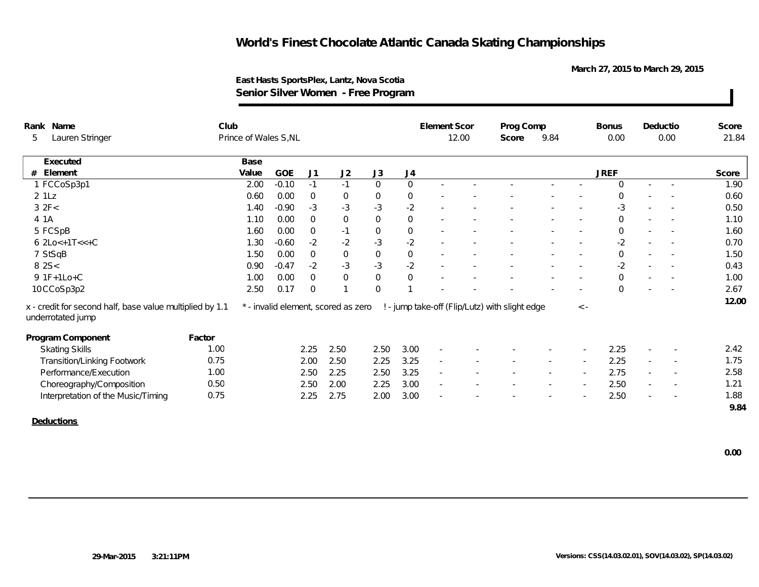# World's Finest Chocolate Atlantic Canada Skating Championships

March 27, 2015 to March 29, 2015

East Hasts SportsPlex, Lantz, Nova Scotia

**Senior Silver Women - Free Program**

| Rank | Name | Club | Element Scor | Prog Comp Score | Bonus | Deductio | Score |
|---|---|---|---|---|---|---|---|
| 5 | Lauren Stringer | Prince of Wales S,NL | 12.00 | 9.84 | 0.00 | 0.00 | 21.84 |

| # | Executed Element | Base Value | GOE | J1 | J2 | J3 | J4 | | | | | | JREF | | | Score |
|---|---|---|---|---|---|---|---|---|---|---|---|---|---|---|---|---|
| 1 | FCCoSp3p1 | 2.00 | -0.10 | -1 | -1 | 0 | 0 | - | - | - | - | - | 0 | - | - | 1.90 |
| 2 | 1Lz | 0.60 | 0.00 | 0 | 0 | 0 | 0 | - | - | - | - | - | 0 | - | - | 0.60 |
| 3 | 2F< | 1.40 | -0.90 | -3 | -3 | -3 | -2 | - | - | - | - | - | -3 | - | - | 0.50 |
| 4 | 1A | 1.10 | 0.00 | 0 | 0 | 0 | 0 | - | - | - | - | - | 0 | - | - | 1.10 |
| 5 | FCSpB | 1.60 | 0.00 | 0 | -1 | 0 | 0 | - | - | - | - | - | 0 | - | - | 1.60 |
| 6 | 2Lo<+1T<<+C | 1.30 | -0.60 | -2 | -2 | -3 | -2 | - | - | - | - | - | -2 | - | - | 0.70 |
| 7 | StSqB | 1.50 | 0.00 | 0 | 0 | 0 | 0 | - | - | - | - | - | 0 | - | - | 1.50 |
| 8 | 2S< | 0.90 | -0.47 | -2 | -3 | -3 | -2 | - | - | - | - | - | -2 | - | - | 0.43 |
| 9 | 1F+1Lo+C | 1.00 | 0.00 | 0 | 0 | 0 | 0 | - | - | - | - | - | 0 | - | - | 1.00 |
| 10 | CCoSp3p2 | 2.50 | 0.17 | 0 | 1 | 0 | 1 | - | - | - | - | - | 0 | - | - | 2.67 |
| | | | | | | | | | | | | | | | | 12.00 |

x - credit for second half, base value multiplied by 1.1 &nbsp;&nbsp; * - invalid element, scored as zero &nbsp;&nbsp; ! - jump take-off (Flip/Lutz) with slight edge &nbsp;&nbsp; < - underrotated jump

| Program Component | Factor | J1 | J2 | J3 | J4 | | | | | | JREF | | | Score |
|---|---|---|---|---|---|---|---|---|---|---|---|---|---|---|
| Skating Skills | 1.00 | 2.25 | 2.50 | 2.50 | 3.00 | - | - | - | - | - | 2.25 | - | - | 2.42 |
| Transition/Linking Footwork | 0.75 | 2.00 | 2.50 | 2.25 | 3.25 | - | - | - | - | - | 2.25 | - | - | 1.75 |
| Performance/Execution | 1.00 | 2.50 | 2.25 | 2.50 | 3.25 | - | - | - | - | - | 2.75 | - | - | 2.58 |
| Choreography/Composition | 0.50 | 2.50 | 2.00 | 2.25 | 3.00 | - | - | - | - | - | 2.50 | - | - | 1.21 |
| Interpretation of the Music/Timing | 0.75 | 2.25 | 2.75 | 2.00 | 3.00 | - | - | - | - | - | 2.50 | - | - | 1.88 |
| | | | | | | | | | | | | | | 9.84 |

**Deductions**

0.00

29-Mar-2015 3:21:11PM

Versions: CSS(14.03.02.01), SOV(14.03.02), SP(14.03.02)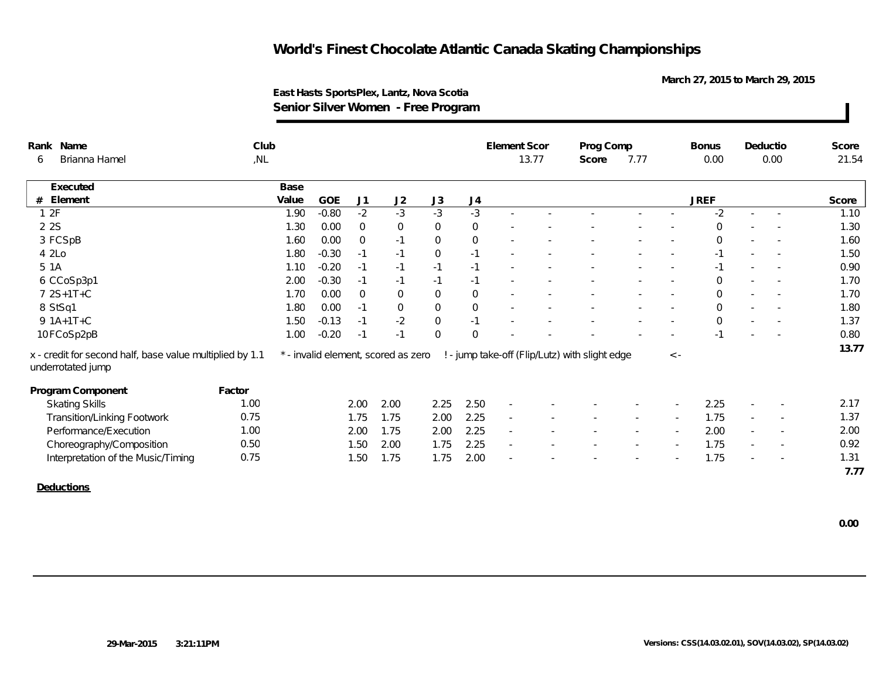# World's Finest Chocolate Atlantic Canada Skating Championships

March 27, 2015 to March 29, 2015

East Hasts SportsPlex, Lantz, Nova Scotia

**Senior Silver Women - Free Program**

| Rank | Name | Club | Element Scor | Prog Comp Score | Bonus | Deductio | Score |
|---|---|---|---|---|---|---|---|
| 6 | Brianna Hamel | ,NL | 13.77 | 7.77 | 0.00 | 0.00 | 21.54 |

| # | Executed Element | Base Value | GOE | J1 | J2 | J3 | J4 | | | | | | JREF | | | Score |
|---|---|---|---|---|---|---|---|---|---|---|---|---|---|---|---|---|
| 1 | 2F | 1.90 | -0.80 | -2 | -3 | -3 | -3 | - | - | - | - | - | -2 | - | - | 1.10 |
| 2 | 2S | 1.30 | 0.00 | 0 | 0 | 0 | 0 | - | - | - | - | - | 0 | - | - | 1.30 |
| 3 | FCSpB | 1.60 | 0.00 | 0 | -1 | 0 | 0 | - | - | - | - | - | 0 | - | - | 1.60 |
| 4 | 2Lo | 1.80 | -0.30 | -1 | -1 | 0 | -1 | - | - | - | - | - | -1 | - | - | 1.50 |
| 5 | 1A | 1.10 | -0.20 | -1 | -1 | -1 | -1 | - | - | - | - | - | -1 | - | - | 0.90 |
| 6 | CCoSp3p1 | 2.00 | -0.30 | -1 | -1 | -1 | -1 | - | - | - | - | - | 0 | - | - | 1.70 |
| 7 | 2S+1T+C | 1.70 | 0.00 | 0 | 0 | 0 | 0 | - | - | - | - | - | 0 | - | - | 1.70 |
| 8 | StSq1 | 1.80 | 0.00 | -1 | 0 | 0 | 0 | - | - | - | - | - | 0 | - | - | 1.80 |
| 9 | 1A+1T+C | 1.50 | -0.13 | -1 | -2 | 0 | -1 | - | - | - | - | - | 0 | - | - | 1.37 |
| 10 | FCoSp2pB | 1.00 | -0.20 | -1 | -1 | 0 | 0 | - | - | - | - | - | -1 | - | - | 0.80 |
| | | | | | | | | | | | | | | | | 13.77 |

x - credit for second half, base value multiplied by 1.1 &nbsp; * - invalid element, scored as zero &nbsp; ! - jump take-off (Flip/Lutz) with slight edge &nbsp; <- underrotated jump

| Program Component | Factor | J1 | J2 | J3 | J4 | | | | | | JREF | | | Score |
|---|---|---|---|---|---|---|---|---|---|---|---|---|---|---|
| Skating Skills | 1.00 | 2.00 | 2.00 | 2.25 | 2.50 | - | - | - | - | - | 2.25 | - | - | 2.17 |
| Transition/Linking Footwork | 0.75 | 1.75 | 1.75 | 2.00 | 2.25 | - | - | - | - | - | 1.75 | - | - | 1.37 |
| Performance/Execution | 1.00 | 2.00 | 1.75 | 2.00 | 2.25 | - | - | - | - | - | 2.00 | - | - | 2.00 |
| Choreography/Composition | 0.50 | 1.50 | 2.00 | 1.75 | 2.25 | - | - | - | - | - | 1.75 | - | - | 0.92 |
| Interpretation of the Music/Timing | 0.75 | 1.50 | 1.75 | 1.75 | 2.00 | - | - | - | - | - | 1.75 | - | - | 1.31 |
| | | | | | | | | | | | | | | 7.77 |

**Deductions**

0.00

29-Mar-2015 3:21:11PM

Versions: CSS(14.03.02.01), SOV(14.03.02), SP(14.03.02)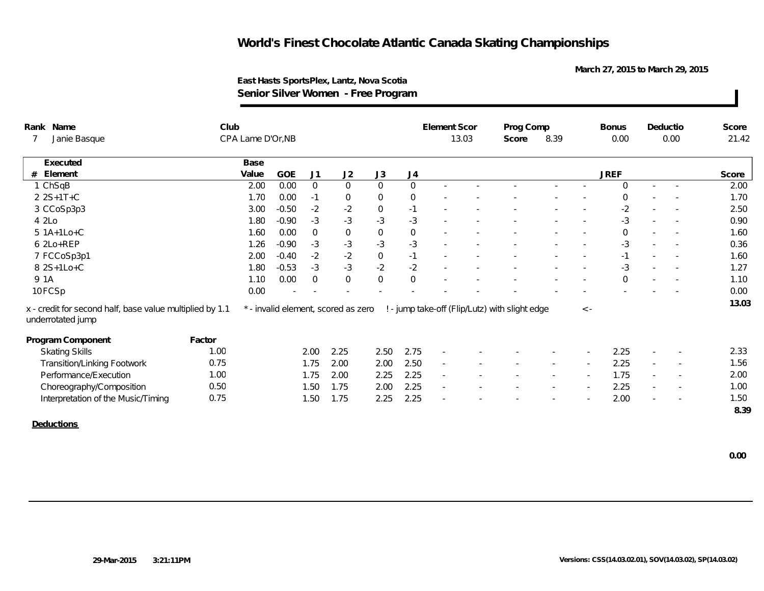# World's Finest Chocolate Atlantic Canada Skating Championships

March 27, 2015 to March 29, 2015

East Hasts SportsPlex, Lantz, Nova Scotia

**Senior Silver Women - Free Program**

| Rank | Name | Club | Element Scor | Prog Comp Score | Bonus | Deductio | Score |
|---|---|---|---|---|---|---|---|
| 7 | Janie Basque | CPA Lame D'Or,NB | 13.03 | 8.39 | 0.00 | 0.00 | 21.42 |

| # | Executed Element | Base Value | GOE | J1 | J2 | J3 | J4 | | | | | | JREF | | | Score |
|---|---|---|---|---|---|---|---|---|---|---|---|---|---|---|---|---|
| 1 | ChSqB | 2.00 | 0.00 | 0 | 0 | 0 | 0 | - | - | - | - | - | 0 | - | - | 2.00 |
| 2 | 2S+1T+C | 1.70 | 0.00 | -1 | 0 | 0 | 0 | - | - | - | - | - | 0 | - | - | 1.70 |
| 3 | CCoSp3p3 | 3.00 | -0.50 | -2 | -2 | 0 | -1 | - | - | - | - | - | -2 | - | - | 2.50 |
| 4 | 2Lo | 1.80 | -0.90 | -3 | -3 | -3 | -3 | - | - | - | - | - | -3 | - | - | 0.90 |
| 5 | 1A+1Lo+C | 1.60 | 0.00 | 0 | 0 | 0 | 0 | - | - | - | - | - | 0 | - | - | 1.60 |
| 6 | 2Lo+REP | 1.26 | -0.90 | -3 | -3 | -3 | -3 | - | - | - | - | - | -3 | - | - | 0.36 |
| 7 | FCCoSp3p1 | 2.00 | -0.40 | -2 | -2 | 0 | -1 | - | - | - | - | - | -1 | - | - | 1.60 |
| 8 | 2S+1Lo+C | 1.80 | -0.53 | -3 | -3 | -2 | -2 | - | - | - | - | - | -3 | - | - | 1.27 |
| 9 | 1A | 1.10 | 0.00 | 0 | 0 | 0 | 0 | - | - | - | - | - | 0 | - | - | 1.10 |
| 10 | FCSp | 0.00 | - | - | - | - | - | - | - | - | - | - | - | - | - | 0.00 |
| | | | | | | | | | | | | | | | | 13.03 |

x - credit for second half, base value multiplied by 1.1 &nbsp;&nbsp; * - invalid element, scored as zero &nbsp;&nbsp; ! - jump take-off (Flip/Lutz) with slight edge &nbsp;&nbsp; <- underrotated jump

| Program Component | Factor | | | | | | | | | | | | | Score |
|---|---|---|---|---|---|---|---|---|---|---|---|---|---|---|
| Skating Skills | 1.00 | 2.00 | 2.25 | 2.50 | 2.75 | - | - | - | - | - | 2.25 | - | - | 2.33 |
| Transition/Linking Footwork | 0.75 | 1.75 | 2.00 | 2.00 | 2.50 | - | - | - | - | - | 2.25 | - | - | 1.56 |
| Performance/Execution | 1.00 | 1.75 | 2.00 | 2.25 | 2.25 | - | - | - | - | - | 1.75 | - | - | 2.00 |
| Choreography/Composition | 0.50 | 1.50 | 1.75 | 2.00 | 2.25 | - | - | - | - | - | 2.25 | - | - | 1.00 |
| Interpretation of the Music/Timing | 0.75 | 1.50 | 1.75 | 2.25 | 2.25 | - | - | - | - | - | 2.00 | - | - | 1.50 |
| | | | | | | | | | | | | | | 8.39 |

**Deductions**

0.00

29-Mar-2015 3:21:11PM

Versions: CSS(14.03.02.01), SOV(14.03.02), SP(14.03.02)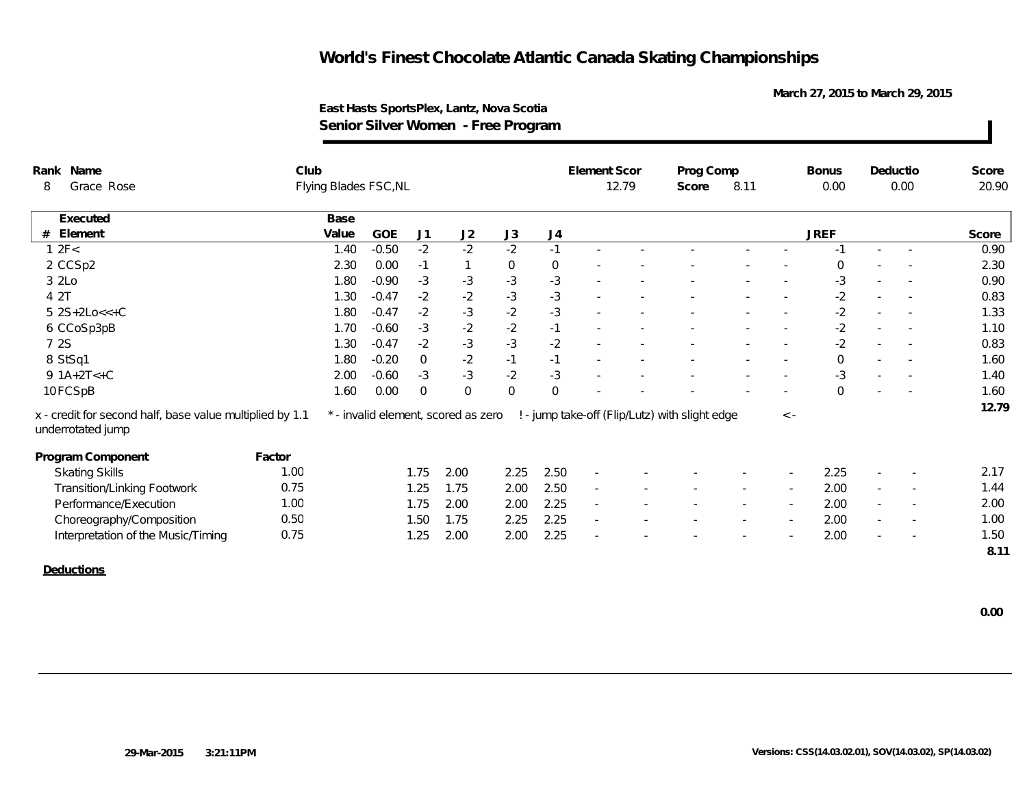# World's Finest Chocolate Atlantic Canada Skating Championships

March 27, 2015 to March 29, 2015

East Hasts SportsPlex, Lantz, Nova Scotia

**Senior Silver Women - Free Program**

| Rank | Name | Club | Element Scor | Prog Comp Score | Bonus | Deductio | Score |
|---|---|---|---|---|---|---|---|
| 8 | Grace Rose | Flying Blades FSC,NL | 12.79 | 8.11 | 0.00 | 0.00 | 20.90 |

| # | Executed Element | Base Value | GOE | J1 | J2 | J3 | J4 | | | | | | JREF | | | Score |
|---|---|---|---|---|---|---|---|---|---|---|---|---|---|---|---|---|
| 1 | 2F< | 1.40 | -0.50 | -2 | -2 | -2 | -1 | - | - | - | - | - | -1 | - | - | 0.90 |
| 2 | CCSp2 | 2.30 | 0.00 | -1 | 1 | 0 | 0 | - | - | - | - | - | 0 | - | - | 2.30 |
| 3 | 2Lo | 1.80 | -0.90 | -3 | -3 | -3 | -3 | - | - | - | - | - | -3 | - | - | 0.90 |
| 4 | 2T | 1.30 | -0.47 | -2 | -2 | -3 | -3 | - | - | - | - | - | -2 | - | - | 0.83 |
| 5 | 2S+2Lo<<+C | 1.80 | -0.47 | -2 | -3 | -2 | -3 | - | - | - | - | - | -2 | - | - | 1.33 |
| 6 | CCoSp3pB | 1.70 | -0.60 | -3 | -2 | -2 | -1 | - | - | - | - | - | -2 | - | - | 1.10 |
| 7 | 2S | 1.30 | -0.47 | -2 | -3 | -3 | -2 | - | - | - | - | - | -2 | - | - | 0.83 |
| 8 | StSq1 | 1.80 | -0.20 | 0 | -2 | -1 | -1 | - | - | - | - | - | 0 | - | - | 1.60 |
| 9 | 1A+2T<+C | 2.00 | -0.60 | -3 | -3 | -2 | -3 | - | - | - | - | - | -3 | - | - | 1.40 |
| 10 | FCSpB | 1.60 | 0.00 | 0 | 0 | 0 | 0 | - | - | - | - | - | 0 | - | - | 1.60 |
| | | | | | | | | | | | | | | | | 12.79 |

x - credit for second half, base value multiplied by 1.1 &nbsp;&nbsp; * - invalid element, scored as zero &nbsp;&nbsp; ! - jump take-off (Flip/Lutz) with slight edge &nbsp;&nbsp; <- underrotated jump

| Program Component | Factor | J1 | J2 | J3 | J4 | | | | | | JREF | | | Score |
|---|---|---|---|---|---|---|---|---|---|---|---|---|---|---|
| Skating Skills | 1.00 | 1.75 | 2.00 | 2.25 | 2.50 | - | - | - | - | - | 2.25 | - | - | 2.17 |
| Transition/Linking Footwork | 0.75 | 1.25 | 1.75 | 2.00 | 2.50 | - | - | - | - | - | 2.00 | - | - | 1.44 |
| Performance/Execution | 1.00 | 1.75 | 2.00 | 2.00 | 2.25 | - | - | - | - | - | 2.00 | - | - | 2.00 |
| Choreography/Composition | 0.50 | 1.50 | 1.75 | 2.25 | 2.25 | - | - | - | - | - | 2.00 | - | - | 1.00 |
| Interpretation of the Music/Timing | 0.75 | 1.25 | 2.00 | 2.00 | 2.25 | - | - | - | - | - | 2.00 | - | - | 1.50 |
| | | | | | | | | | | | | | | 8.11 |

**Deductions**

0.00

29-Mar-2015 3:21:11PM

Versions: CSS(14.03.02.01), SOV(14.03.02), SP(14.03.02)